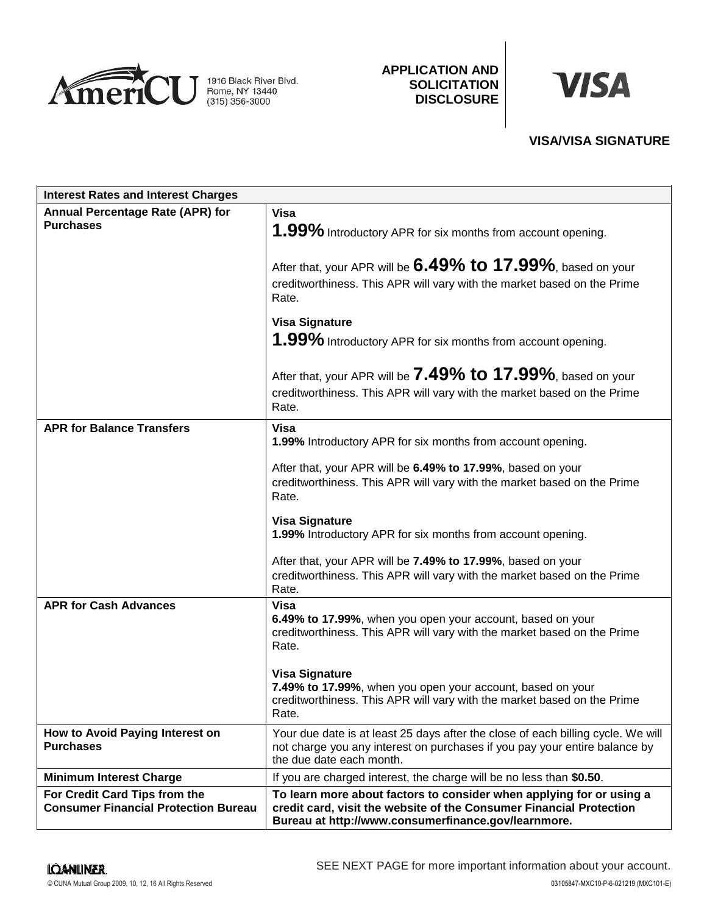AmeriCU 1916 Black River Blvd. Rome, NY 13440 (315) 356-3000

# APPLICATION AND SOLICITATION DISCLOSURE

VISA

## VISA/VISA SIGNATURE

| Interest Rates and Interest Charges | |
|---|---|
| **Annual Percentage Rate (APR) for Purchases** | **Visa**<br>**1.99%** Introductory APR for six months from account opening.<br><br>After that, your APR will be **6.49% to 17.99%**, based on your creditworthiness. This APR will vary with the market based on the Prime Rate.<br><br>**Visa Signature**<br>**1.99%** Introductory APR for six months from account opening.<br><br>After that, your APR will be **7.49% to 17.99%**, based on your creditworthiness. This APR will vary with the market based on the Prime Rate. |
| **APR for Balance Transfers** | **Visa**<br>**1.99%** Introductory APR for six months from account opening.<br><br>After that, your APR will be **6.49% to 17.99%**, based on your creditworthiness. This APR will vary with the market based on the Prime Rate.<br><br>**Visa Signature**<br>**1.99%** Introductory APR for six months from account opening.<br><br>After that, your APR will be **7.49% to 17.99%**, based on your creditworthiness. This APR will vary with the market based on the Prime Rate. |
| **APR for Cash Advances** | **Visa**<br>**6.49% to 17.99%**, when you open your account, based on your creditworthiness. This APR will vary with the market based on the Prime Rate.<br><br>**Visa Signature**<br>**7.49% to 17.99%**, when you open your account, based on your creditworthiness. This APR will vary with the market based on the Prime Rate. |
| **How to Avoid Paying Interest on Purchases** | Your due date is at least 25 days after the close of each billing cycle. We will not charge you any interest on purchases if you pay your entire balance by the due date each month. |
| **Minimum Interest Charge** | If you are charged interest, the charge will be no less than **$0.50**. |
| **For Credit Card Tips from the Consumer Financial Protection Bureau** | **To learn more about factors to consider when applying for or using a credit card, visit the website of the Consumer Financial Protection Bureau at http://www.consumerfinance.gov/learnmore.** |

SEE NEXT PAGE for more important information about your account.

LOANLINER

© CUNA Mutual Group 2009, 10, 12, 16 All Rights Reserved

03105847-MXC10-P-6-021219 (MXC101-E)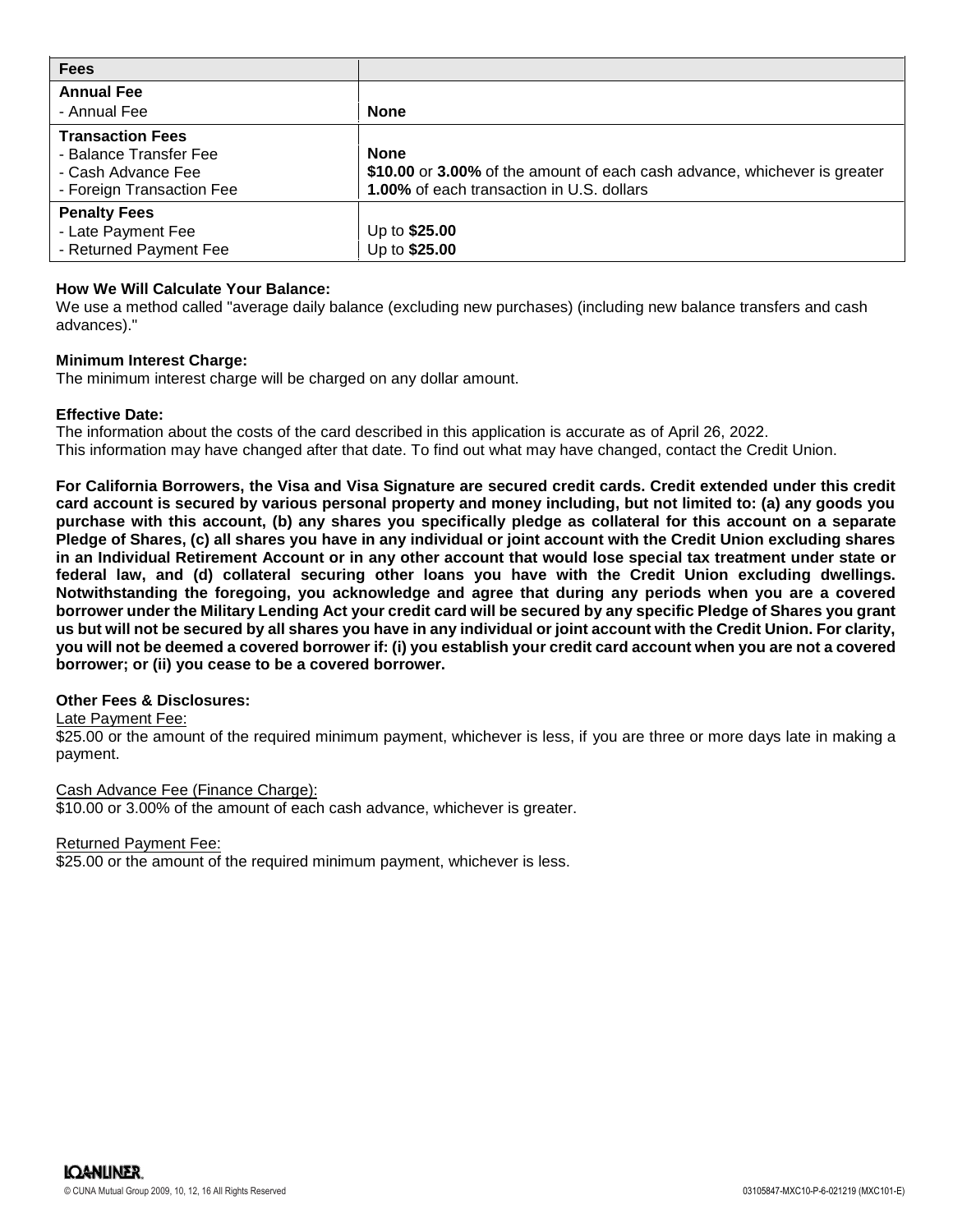| Fees | |
|---|---|
| **Annual Fee**<br>- Annual Fee | **None** |
| **Transaction Fees**<br>- Balance Transfer Fee<br>- Cash Advance Fee<br>- Foreign Transaction Fee | **None**<br>**$10.00** or **3.00%** of the amount of each cash advance, whichever is greater<br>**1.00%** of each transaction in U.S. dollars |
| **Penalty Fees**<br>- Late Payment Fee<br>- Returned Payment Fee | Up to **$25.00**<br>Up to **$25.00** |

**How We Will Calculate Your Balance:**
We use a method called "average daily balance (excluding new purchases) (including new balance transfers and cash advances)."

**Minimum Interest Charge:**
The minimum interest charge will be charged on any dollar amount.

**Effective Date:**
The information about the costs of the card described in this application is accurate as of April 26, 2022.
This information may have changed after that date. To find out what may have changed, contact the Credit Union.

**For California Borrowers, the Visa and Visa Signature are secured credit cards. Credit extended under this credit card account is secured by various personal property and money including, but not limited to: (a) any goods you purchase with this account, (b) any shares you specifically pledge as collateral for this account on a separate Pledge of Shares, (c) all shares you have in any individual or joint account with the Credit Union excluding shares in an Individual Retirement Account or in any other account that would lose special tax treatment under state or federal law, and (d) collateral securing other loans you have with the Credit Union excluding dwellings. Notwithstanding the foregoing, you acknowledge and agree that during any periods when you are a covered borrower under the Military Lending Act your credit card will be secured by any specific Pledge of Shares you grant us but will not be secured by all shares you have in any individual or joint account with the Credit Union. For clarity, you will not be deemed a covered borrower if: (i) you establish your credit card account when you are not a covered borrower; or (ii) you cease to be a covered borrower.**

**Other Fees & Disclosures:**

Late Payment Fee:
$25.00 or the amount of the required minimum payment, whichever is less, if you are three or more days late in making a payment.

Cash Advance Fee (Finance Charge):
$10.00 or 3.00% of the amount of each cash advance, whichever is greater.

Returned Payment Fee:
$25.00 or the amount of the required minimum payment, whichever is less.

LOANLINER

© CUNA Mutual Group 2009, 10, 12, 16 All Rights Reserved

03105847-MXC10-P-6-021219 (MXC101-E)